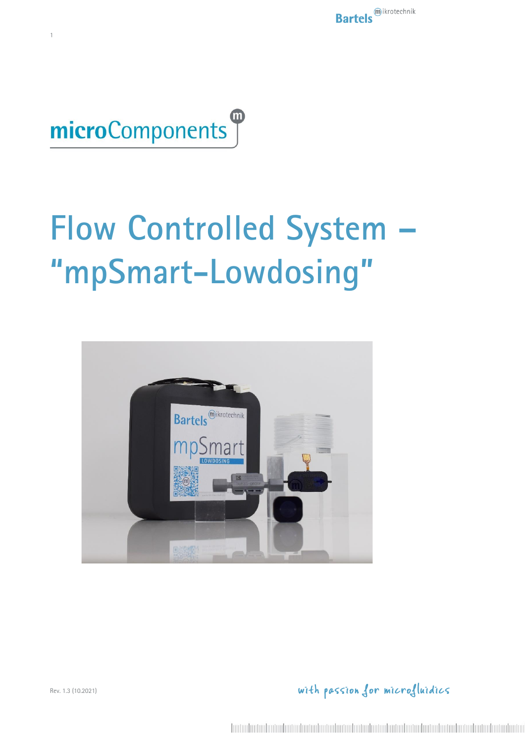microComponents

# Flow Controlled System – "mpSmart-Lowdosing"

Rev. 1.3 (10.2021)

with passion for microfluidics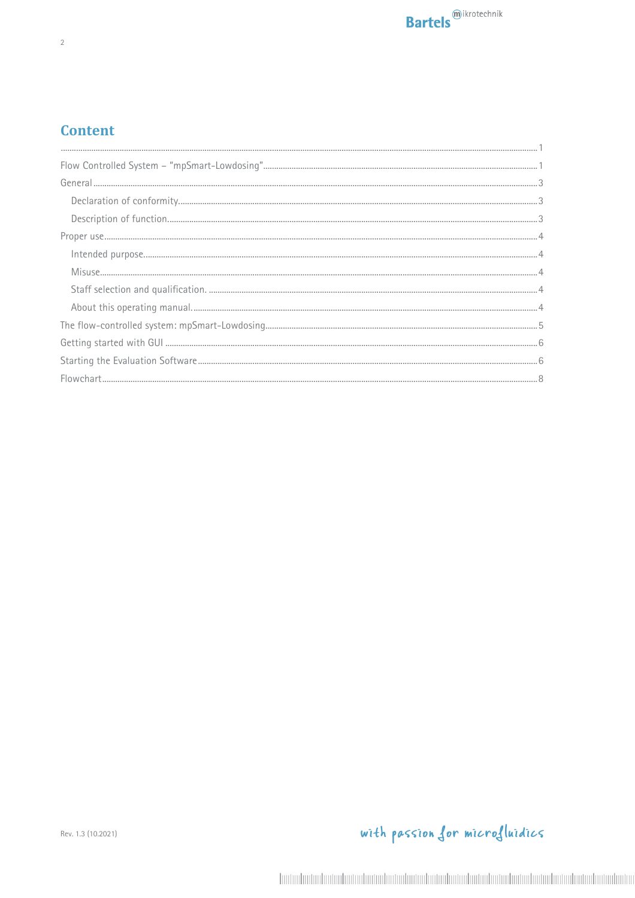# Content

| | |
|---|---|
| ..... | 1 |
| Flow Controlled System – "mpSmart-Lowdosing" | 1 |
| General | 3 |
| Declaration of conformity | 3 |
| Description of function | 3 |
| Proper use | 4 |
| Intended purpose | 4 |
| Misuse | 4 |
| Staff selection and qualification. | 4 |
| About this operating manual. | 4 |
| The flow-controlled system: mpSmart-Lowdosing | 5 |
| Getting started with GUI | 6 |
| Starting the Evaluation Software | 6 |
| Flowchart | 8 |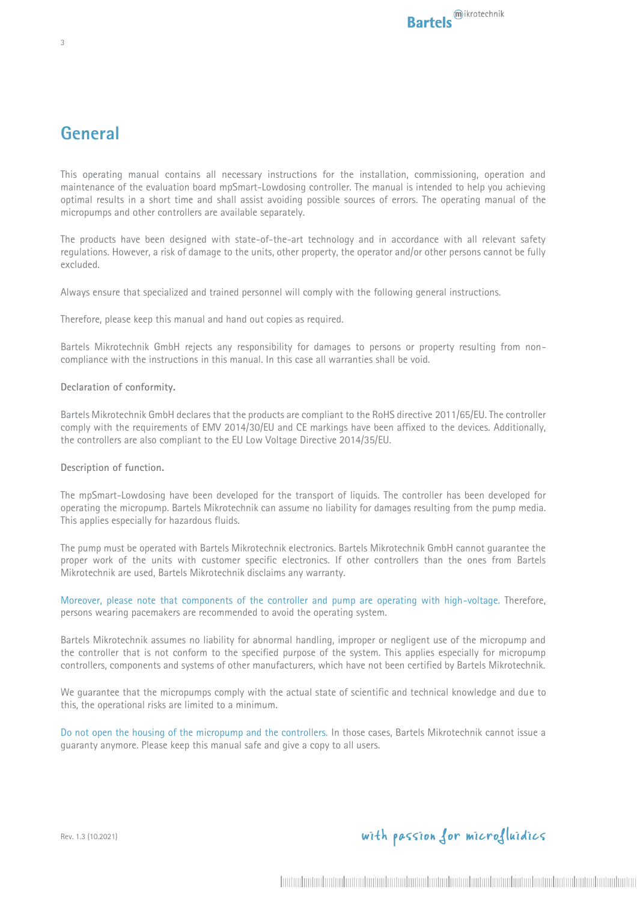# General

This operating manual contains all necessary instructions for the installation, commissioning, operation and maintenance of the evaluation board mpSmart-Lowdosing controller. The manual is intended to help you achieving optimal results in a short time and shall assist avoiding possible sources of errors. The operating manual of the micropumps and other controllers are available separately.

The products have been designed with state-of-the-art technology and in accordance with all relevant safety regulations. However, a risk of damage to the units, other property, the operator and/or other persons cannot be fully excluded.

Always ensure that specialized and trained personnel will comply with the following general instructions.

Therefore, please keep this manual and hand out copies as required.

Bartels Mikrotechnik GmbH rejects any responsibility for damages to persons or property resulting from non-compliance with the instructions in this manual. In this case all warranties shall be void.

**Declaration of conformity.**

Bartels Mikrotechnik GmbH declares that the products are compliant to the RoHS directive 2011/65/EU. The controller comply with the requirements of EMV 2014/30/EU and CE markings have been affixed to the devices. Additionally, the controllers are also compliant to the EU Low Voltage Directive 2014/35/EU.

**Description of function.**

The mpSmart-Lowdosing have been developed for the transport of liquids. The controller has been developed for operating the micropump. Bartels Mikrotechnik can assume no liability for damages resulting from the pump media. This applies especially for hazardous fluids.

The pump must be operated with Bartels Mikrotechnik electronics. Bartels Mikrotechnik GmbH cannot guarantee the proper work of the units with customer specific electronics. If other controllers than the ones from Bartels Mikrotechnik are used, Bartels Mikrotechnik disclaims any warranty.

Moreover, please note that components of the controller and pump are operating with high-voltage. Therefore, persons wearing pacemakers are recommended to avoid the operating system.

Bartels Mikrotechnik assumes no liability for abnormal handling, improper or negligent use of the micropump and the controller that is not conform to the specified purpose of the system. This applies especially for micropump controllers, components and systems of other manufacturers, which have not been certified by Bartels Mikrotechnik.

We guarantee that the micropumps comply with the actual state of scientific and technical knowledge and due to this, the operational risks are limited to a minimum.

Do not open the housing of the micropump and the controllers. In those cases, Bartels Mikrotechnik cannot issue a guaranty anymore. Please keep this manual safe and give a copy to all users.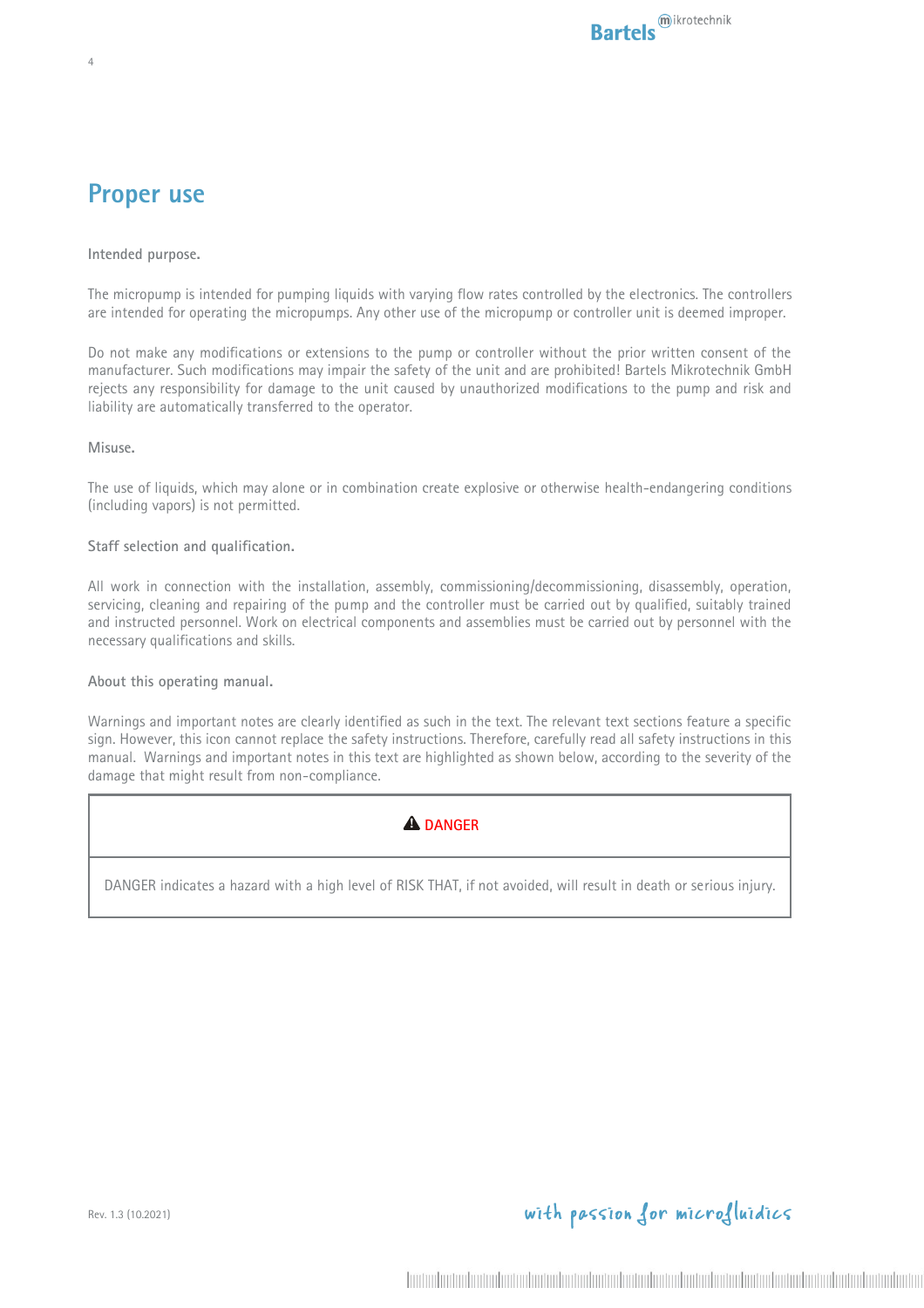# Proper use

**Intended purpose.**

The micropump is intended for pumping liquids with varying flow rates controlled by the electronics. The controllers are intended for operating the micropumps. Any other use of the micropump or controller unit is deemed improper.

Do not make any modifications or extensions to the pump or controller without the prior written consent of the manufacturer. Such modifications may impair the safety of the unit and are prohibited! Bartels Mikrotechnik GmbH rejects any responsibility for damage to the unit caused by unauthorized modifications to the pump and risk and liability are automatically transferred to the operator.

**Misuse.**

The use of liquids, which may alone or in combination create explosive or otherwise health-endangering conditions (including vapors) is not permitted.

**Staff selection and qualification.**

All work in connection with the installation, assembly, commissioning/decommissioning, disassembly, operation, servicing, cleaning and repairing of the pump and the controller must be carried out by qualified, suitably trained and instructed personnel. Work on electrical components and assemblies must be carried out by personnel with the necessary qualifications and skills.

**About this operating manual.**

Warnings and important notes are clearly identified as such in the text. The relevant text sections feature a specific sign. However, this icon cannot replace the safety instructions. Therefore, carefully read all safety instructions in this manual. Warnings and important notes in this text are highlighted as shown below, according to the severity of the damage that might result from non-compliance.

| ⚠ DANGER |
| --- |
| DANGER indicates a hazard with a high level of RISK THAT, if not avoided, will result in death or serious injury. |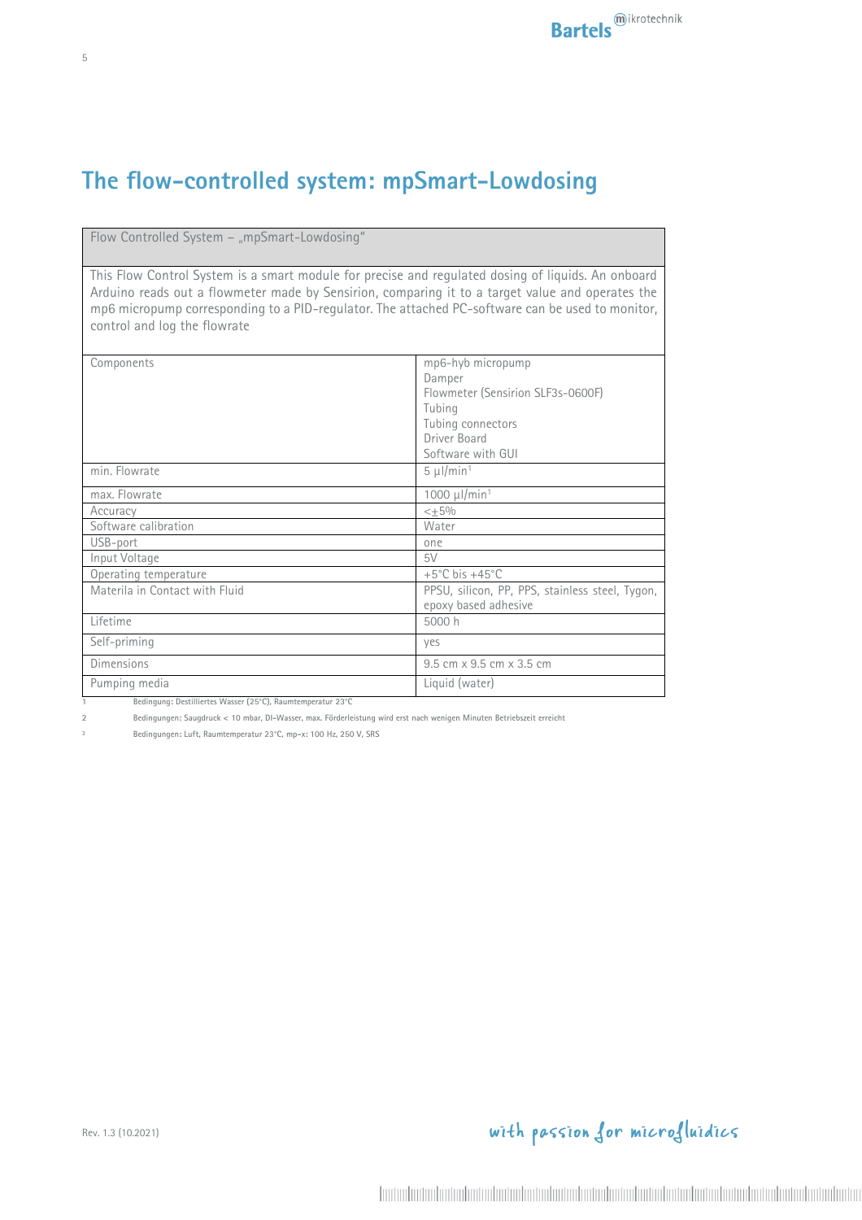# The flow-controlled system: mpSmart-Lowdosing

| Flow Controlled System – „mpSmart-Lowdosing" | |
|---|---|
| This Flow Control System is a smart module for precise and regulated dosing of liquids. An onboard Arduino reads out a flowmeter made by Sensirion, comparing it to a target value and operates the mp6 micropump corresponding to a PID-regulator. The attached PC-software can be used to monitor, control and log the flowrate | |
| Components | mp6-hyb micropump<br>Damper<br>Flowmeter (Sensirion SLF3s-0600F)<br>Tubing<br>Tubing connectors<br>Driver Board<br>Software with GUI |
| min. Flowrate | 5 µl/min[1] |
| max. Flowrate | 1000 µl/min[1] |
| Accuracy | <±5% |
| Software calibration | Water |
| USB-port | one |
| Input Voltage | 5V |
| Operating temperature | +5°C bis +45°C |
| Materila in Contact with Fluid | PPSU, silicon, PP, PPS, stainless steel, Tygon, epoxy based adhesive |
| Lifetime | 5000 h |
| Self-priming | yes |
| Dimensions | 9.5 cm x 9.5 cm x 3.5 cm |
| Pumping media | Liquid (water) |

1 Bedingung: Destilliertes Wasser (25°C), Raumtemperatur 23°C

2 Bedingungen: Saugdruck < 10 mbar, DI-Wasser, max. Förderleistung wird erst nach wenigen Minuten Betriebszeit erreicht

3 Bedingungen: Luft, Raumtemperatur 23°C, mp-x: 100 Hz, 250 V, SRS

Rev. 1.3 (10.2021)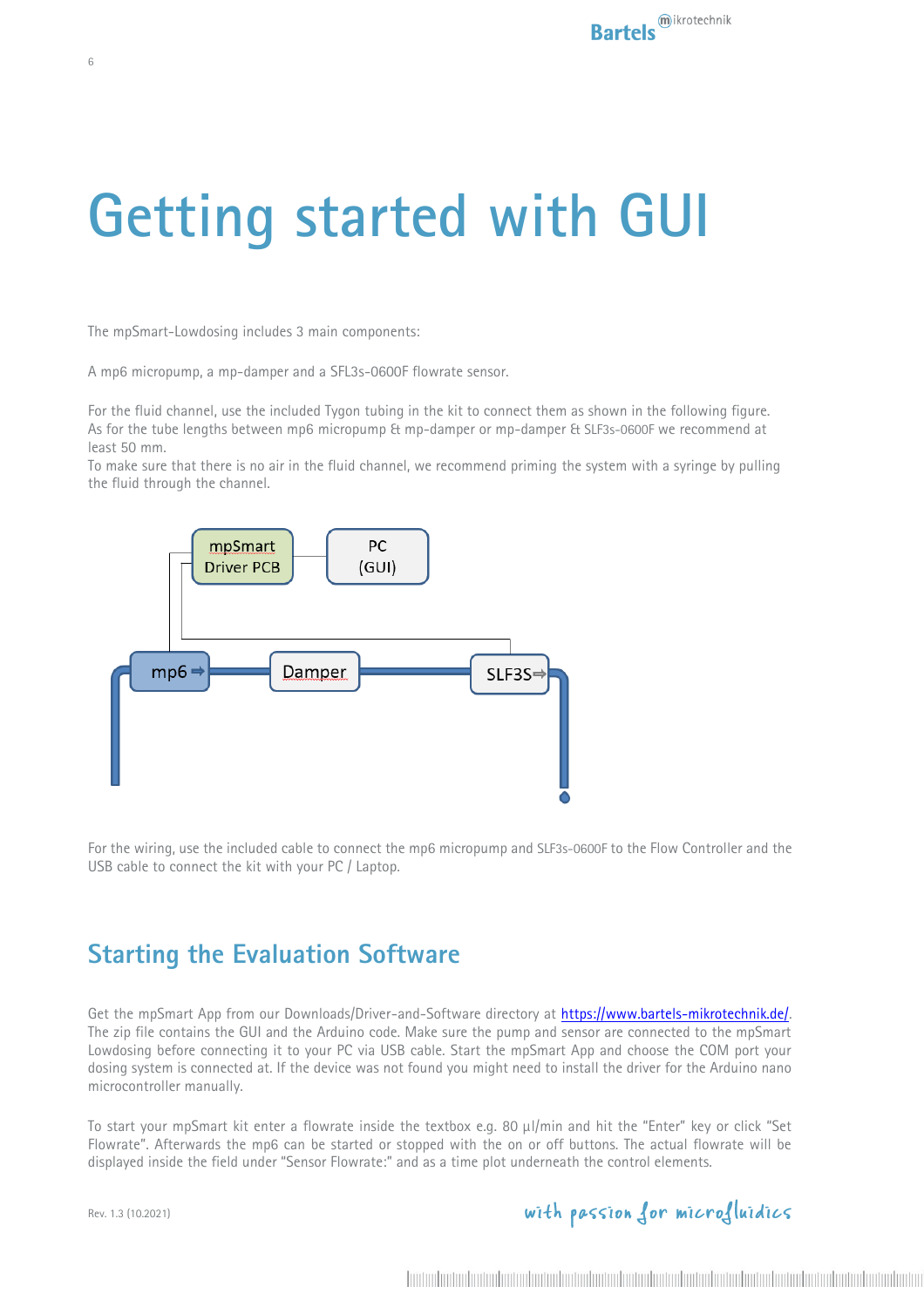# Getting started with GUI

The mpSmart-Lowdosing includes 3 main components:

A mp6 micropump, a mp-damper and a SFL3s-0600F flowrate sensor.

For the fluid channel, use the included Tygon tubing in the kit to connect them as shown in the following figure. As for the tube lengths between mp6 micropump & mp-damper or mp-damper & SLF3s-0600F we recommend at least 50 mm.
To make sure that there is no air in the fluid channel, we recommend priming the system with a syringe by pulling the fluid through the channel.

mpSmart Driver PCB

PC (GUI)

mp6 ⇨

Damper

SLF3S⇨

For the wiring, use the included cable to connect the mp6 micropump and SLF3s-0600F to the Flow Controller and the USB cable to connect the kit with your PC / Laptop.

## Starting the Evaluation Software

Get the mpSmart App from our Downloads/Driver-and-Software directory at https://www.bartels-mikrotechnik.de/. The zip file contains the GUI and the Arduino code. Make sure the pump and sensor are connected to the mpSmart Lowdosing before connecting it to your PC via USB cable. Start the mpSmart App and choose the COM port your dosing system is connected at. If the device was not found you might need to install the driver for the Arduino nano microcontroller manually.

To start your mpSmart kit enter a flowrate inside the textbox e.g. 80 µl/min and hit the "Enter" key or click "Set Flowrate". Afterwards the mp6 can be started or stopped with the on or off buttons. The actual flowrate will be displayed inside the field under "Sensor Flowrate:" and as a time plot underneath the control elements.

Rev. 1.3 (10.2021)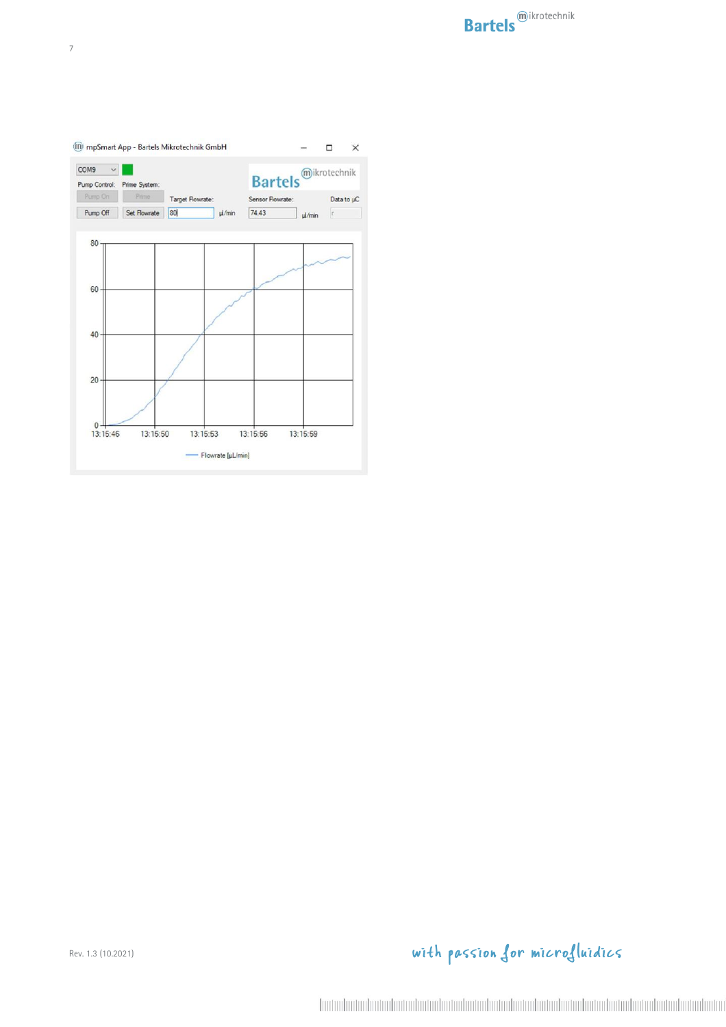mpSmart App - Bartels Mikrotechnik GmbH

COM9

Pump Control: Prime System:

Pump On Prime

Pump Off Set Flowrate

Target Flowrate: 80 µl/min

Sensor Flowrate: 74.43 µl/min

Data to µC

80

60

40

20

0

13:15:46 13:15:50 13:15:53 13:15:56 13:15:59

Flowrate [µL/min]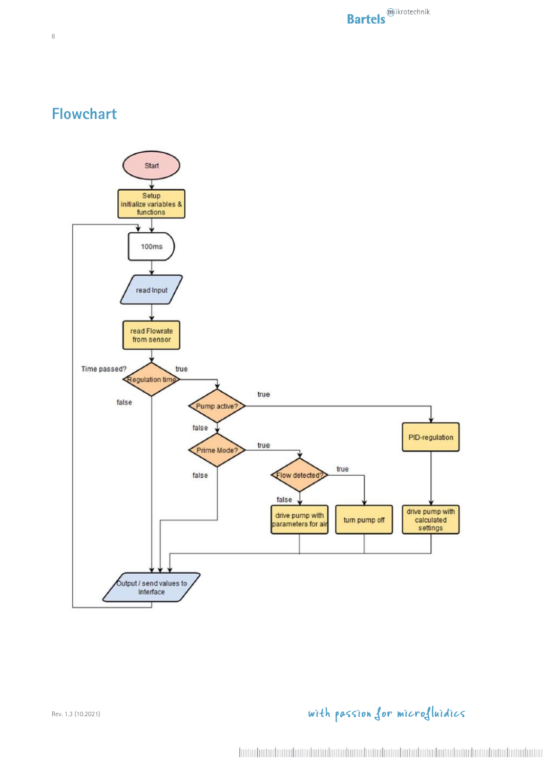# Flowchart

Start

Setup
initialize variables & functions

100ms

read Input

read Flowrate from sensor

Time passed?

Regulation time

true

false

Pump active?

true

false

PID-regulation

Prime Mode?

true

false

Flow detected?

true

false

drive pump with parameters for air

turn pump off

drive pump with calculated settings

Output / send values to Interface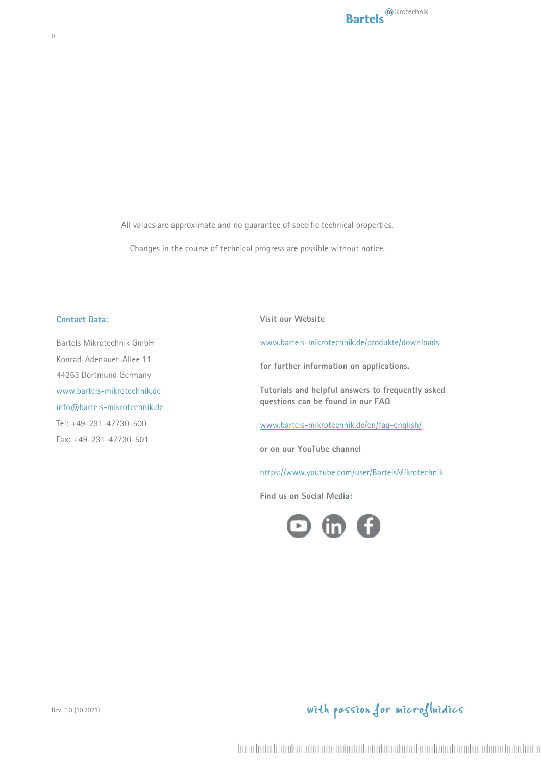All values are approximate and no guarantee of specific technical properties.

Changes in the course of technical progress are possible without notice.

**Contact Data:**

Bartels Mikrotechnik GmbH

Konrad-Adenauer-Allee 11

44263 Dortmund Germany

www.bartels-mikrotechnik.de

info@bartels-mikrotechnik.de

Tel: +49-231-47730-500

Fax: +49-231-47730-501

**Visit our Website**

www.bartels-mikrotechnik.de/produkte/downloads

**for further information on applications.**

**Tutorials and helpful answers to frequently asked questions can be found in our FAQ**

www.bartels-mikrotechnik.de/en/faq-english/

**or on our YouTube channel**

https://www.youtube.com/user/BartelsMikrotechnik

**Find us on Social Media:**

Rev. 1.3 (10.2021)

with passion for microfluidics